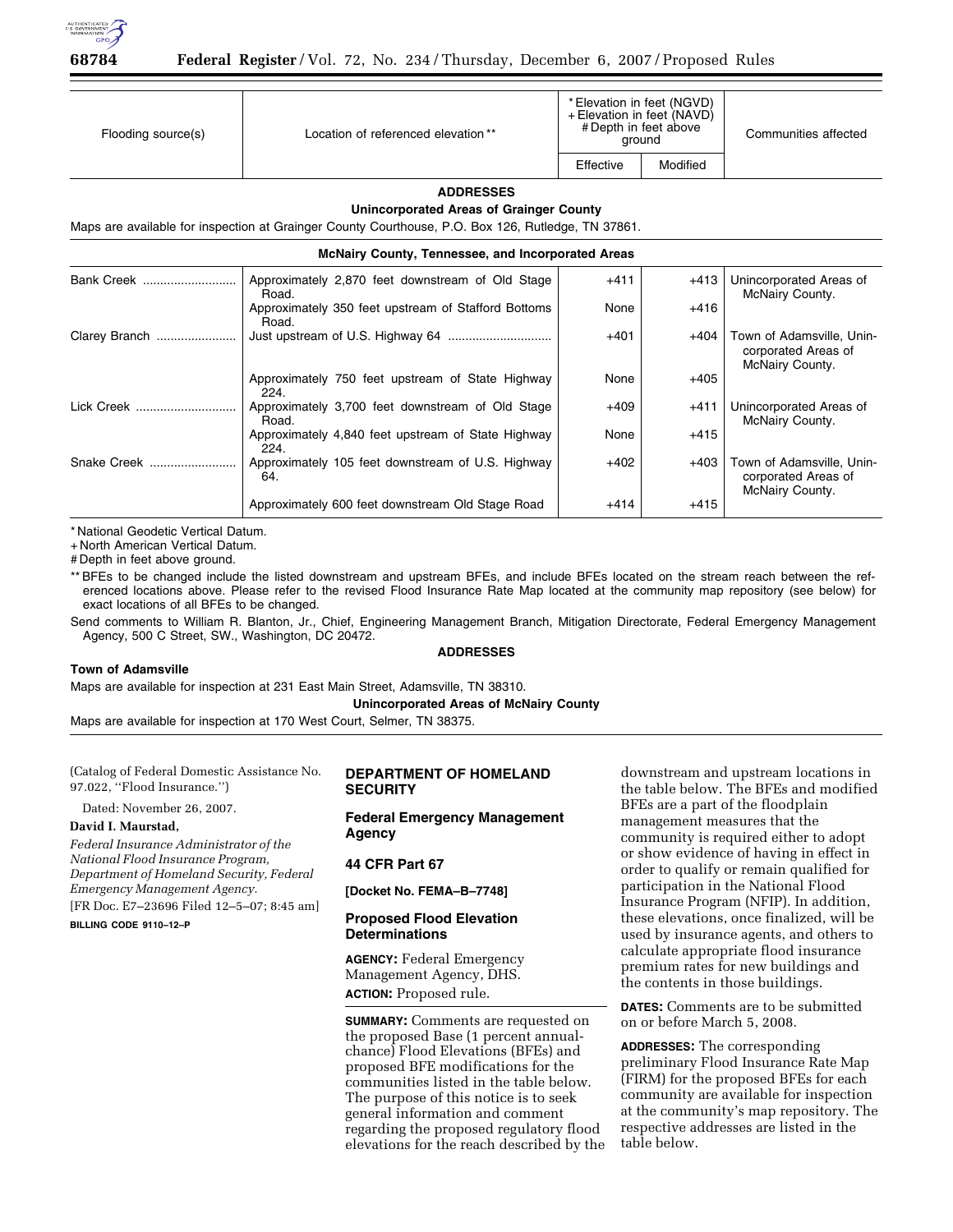| Flooding source(s) | Location of referenced elevation ** | * Elevation in feet (NGVD) + Elevation in feet (NAVD) # Depth in feet above ground | | Communities affected |
|---|---|---|---|---|
| | | Effective | Modified | |

**ADDRESSES**

**Unincorporated Areas of Grainger County**

Maps are available for inspection at Grainger County Courthouse, P.O. Box 126, Rutledge, TN 37861.

**McNairy County, Tennessee, and Incorporated Areas**

| Flooding source(s) | Location of referenced elevation ** | Effective | Modified | Communities affected |
|---|---|---|---|---|
| Bank Creek | Approximately 2,870 feet downstream of Old Stage Road. | +411 | +413 | Unincorporated Areas of McNairy County. |
| | Approximately 350 feet upstream of Stafford Bottoms Road. | None | +416 | |
| Clarey Branch | Just upstream of U.S. Highway 64 | +401 | +404 | Town of Adamsville, Unincorporated Areas of McNairy County. |
| | Approximately 750 feet upstream of State Highway 224. | None | +405 | |
| Lick Creek | Approximately 3,700 feet downstream of Old Stage Road. | +409 | +411 | Unincorporated Areas of McNairy County. |
| | Approximately 4,840 feet upstream of State Highway 224. | None | +415 | |
| Snake Creek | Approximately 105 feet downstream of U.S. Highway 64. | +402 | +403 | Town of Adamsville, Unincorporated Areas of McNairy County. |
| | Approximately 600 feet downstream Old Stage Road | +414 | +415 | |

* National Geodetic Vertical Datum.

+ North American Vertical Datum.

# Depth in feet above ground.

** BFEs to be changed include the listed downstream and upstream BFEs, and include BFEs located on the stream reach between the referenced locations above. Please refer to the revised Flood Insurance Rate Map located at the community map repository (see below) for exact locations of all BFEs to be changed.

Send comments to William R. Blanton, Jr., Chief, Engineering Management Branch, Mitigation Directorate, Federal Emergency Management Agency, 500 C Street, SW., Washington, DC 20472.

**ADDRESSES**

**Town of Adamsville**

Maps are available for inspection at 231 East Main Street, Adamsville, TN 38310.

**Unincorporated Areas of McNairy County**

Maps are available for inspection at 170 West Court, Selmer, TN 38375.

(Catalog of Federal Domestic Assistance No. 97.022, ''Flood Insurance.'')

Dated: November 26, 2007.

**David I. Maurstad,**

*Federal Insurance Administrator of the National Flood Insurance Program, Department of Homeland Security, Federal Emergency Management Agency.*

[FR Doc. E7–23696 Filed 12–5–07; 8:45 am]

**BILLING CODE 9110–12–P**

## DEPARTMENT OF HOMELAND SECURITY

## Federal Emergency Management Agency

## 44 CFR Part 67

**[Docket No. FEMA–B–7748]**

## Proposed Flood Elevation Determinations

**AGENCY:** Federal Emergency Management Agency, DHS.

**ACTION:** Proposed rule.

**SUMMARY:** Comments are requested on the proposed Base (1 percent annual-chance) Flood Elevations (BFEs) and proposed BFE modifications for the communities listed in the table below. The purpose of this notice is to seek general information and comment regarding the proposed regulatory flood elevations for the reach described by the downstream and upstream locations in the table below. The BFEs and modified BFEs are a part of the floodplain management measures that the community is required either to adopt or show evidence of having in effect in order to qualify or remain qualified for participation in the National Flood Insurance Program (NFIP). In addition, these elevations, once finalized, will be used by insurance agents, and others to calculate appropriate flood insurance premium rates for new buildings and the contents in those buildings.

**DATES:** Comments are to be submitted on or before March 5, 2008.

**ADDRESSES:** The corresponding preliminary Flood Insurance Rate Map (FIRM) for the proposed BFEs for each community are available for inspection at the community's map repository. The respective addresses are listed in the table below.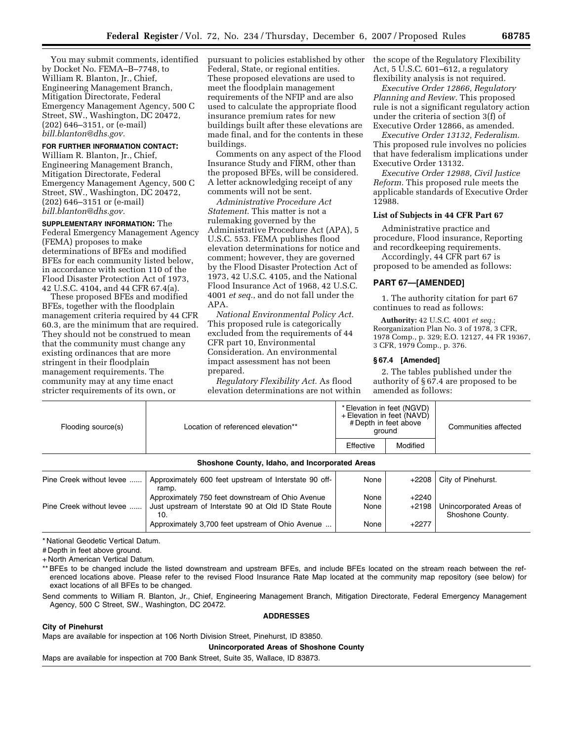You may submit comments, identified by Docket No. FEMA–B–7748, to William R. Blanton, Jr., Chief, Engineering Management Branch, Mitigation Directorate, Federal Emergency Management Agency, 500 C Street, SW., Washington, DC 20472, (202) 646–3151, or (e-mail) *bill.blanton@dhs.gov.*

**FOR FURTHER INFORMATION CONTACT:** William R. Blanton, Jr., Chief, Engineering Management Branch, Mitigation Directorate, Federal Emergency Management Agency, 500 C Street, SW., Washington, DC 20472, (202) 646–3151 or (e-mail) *bill.blanton@dhs.gov.*

**SUPPLEMENTARY INFORMATION:** The Federal Emergency Management Agency (FEMA) proposes to make determinations of BFEs and modified BFEs for each community listed below, in accordance with section 110 of the Flood Disaster Protection Act of 1973, 42 U.S.C. 4104, and 44 CFR 67.4(a).

These proposed BFEs and modified BFEs, together with the floodplain management criteria required by 44 CFR 60.3, are the minimum that are required. They should not be construed to mean that the community must change any existing ordinances that are more stringent in their floodplain management requirements. The community may at any time enact stricter requirements of its own, or pursuant to policies established by other Federal, State, or regional entities. These proposed elevations are used to meet the floodplain management requirements of the NFIP and are also used to calculate the appropriate flood insurance premium rates for new buildings built after these elevations are made final, and for the contents in these buildings.

Comments on any aspect of the Flood Insurance Study and FIRM, other than the proposed BFEs, will be considered. A letter acknowledging receipt of any comments will not be sent.

*Administrative Procedure Act Statement.* This matter is not a rulemaking governed by the Administrative Procedure Act (APA), 5 U.S.C. 553. FEMA publishes flood elevation determinations for notice and comment; however, they are governed by the Flood Disaster Protection Act of 1973, 42 U.S.C. 4105, and the National Flood Insurance Act of 1968, 42 U.S.C. 4001 *et seq.*, and do not fall under the APA.

*National Environmental Policy Act.* This proposed rule is categorically excluded from the requirements of 44 CFR part 10, Environmental Consideration. An environmental impact assessment has not been prepared.

*Regulatory Flexibility Act.* As flood elevation determinations are not within the scope of the Regulatory Flexibility Act, 5 U.S.C. 601–612, a regulatory flexibility analysis is not required.

*Executive Order 12866, Regulatory Planning and Review.* This proposed rule is not a significant regulatory action under the criteria of section 3(f) of Executive Order 12866, as amended.

*Executive Order 13132, Federalism.* This proposed rule involves no policies that have federalism implications under Executive Order 13132.

*Executive Order 12988, Civil Justice Reform.* This proposed rule meets the applicable standards of Executive Order 12988.

### List of Subjects in 44 CFR Part 67

Administrative practice and procedure, Flood insurance, Reporting and recordkeeping requirements.

Accordingly, 44 CFR part 67 is proposed to be amended as follows:

## PART 67—[AMENDED]

1. The authority citation for part 67 continues to read as follows:

**Authority:** 42 U.S.C. 4001 *et seq.*; Reorganization Plan No. 3 of 1978, 3 CFR, 1978 Comp., p. 329; E.O. 12127, 44 FR 19367, 3 CFR, 1979 Comp., p. 376.

### § 67.4 [Amended]

2. The tables published under the authority of § 67.4 are proposed to be amended as follows:

| Flooding source(s) | Location of referenced elevation** | * Elevation in feet (NGVD) + Elevation in feet (NAVD) # Depth in feet above ground | | Communities affected |
|---|---|---|---|---|
| | | Effective | Modified | |
| **Shoshone County, Idaho, and Incorporated Areas** | | | | |
| Pine Creek without levee ...... | Approximately 600 feet upstream of Interstate 90 off-ramp. | None | +2208 | City of Pinehurst. |
| | Approximately 750 feet downstream of Ohio Avenue | None | +2240 | |
| Pine Creek without levee ...... | Just upstream of Interstate 90 at Old ID State Route 10. | None | +2198 | Unincorporated Areas of Shoshone County. |
| | Approximately 3,700 feet upstream of Ohio Avenue ... | None | +2277 | |

\* National Geodetic Vertical Datum.

\# Depth in feet above ground.

\+ North American Vertical Datum.

\*\* BFEs to be changed include the listed downstream and upstream BFEs, and include BFEs located on the stream reach between the referenced locations above. Please refer to the revised Flood Insurance Rate Map located at the community map repository (see below) for exact locations of all BFEs to be changed.

Send comments to William R. Blanton, Jr., Chief, Engineering Management Branch, Mitigation Directorate, Federal Emergency Management Agency, 500 C Street, SW., Washington, DC 20472.

**ADDRESSES**

**City of Pinehurst**

Maps are available for inspection at 106 North Division Street, Pinehurst, ID 83850.

**Unincorporated Areas of Shoshone County**

Maps are available for inspection at 700 Bank Street, Suite 35, Wallace, ID 83873.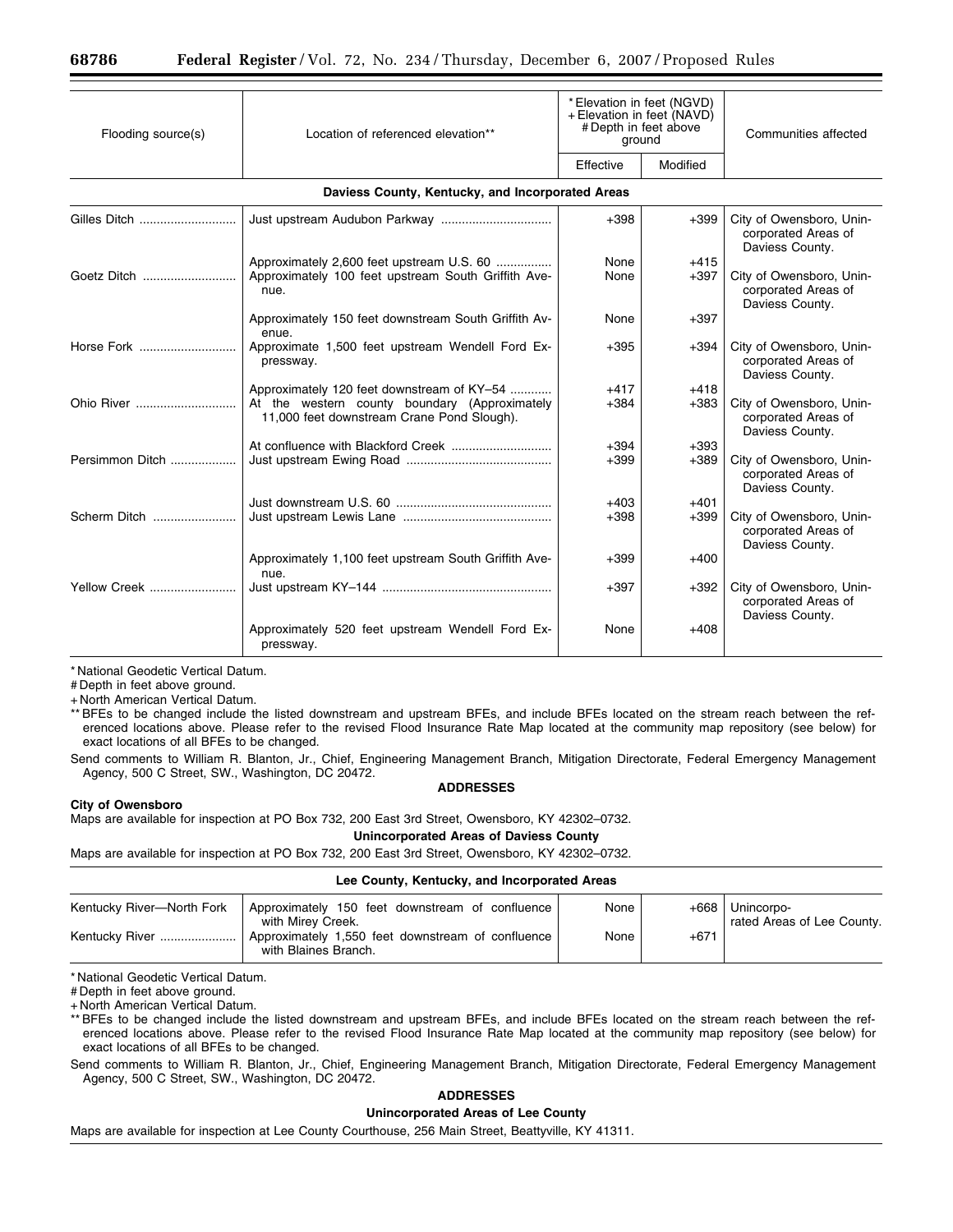| Flooding source(s) | Location of referenced elevation** | * Elevation in feet (NGVD) + Elevation in feet (NAVD) # Depth in feet above ground | | Communities affected |
|---|---|---|---|---|
| | | Effective | Modified | |
| **Daviess County, Kentucky, and Incorporated Areas** | | | | |
| Gilles Ditch | Just upstream Audubon Parkway | +398 | +399 | City of Owensboro, Unincorporated Areas of Daviess County. |
| | Approximately 2,600 feet upstream U.S. 60 | None | +415 | |
| Goetz Ditch | Approximately 100 feet upstream South Griffith Avenue. | None | +397 | City of Owensboro, Unincorporated Areas of Daviess County. |
| | Approximately 150 feet downstream South Griffith Avenue. | None | +397 | |
| Horse Fork | Approximate 1,500 feet upstream Wendell Ford Expressway. | +395 | +394 | City of Owensboro, Unincorporated Areas of Daviess County. |
| | Approximately 120 feet downstream of KY–54 | +417 | +418 | |
| Ohio River | At the western county boundary (Approximately 11,000 feet downstream Crane Pond Slough). | +384 | +383 | City of Owensboro, Unincorporated Areas of Daviess County. |
| | At confluence with Blackford Creek | +394 | +393 | |
| Persimmon Ditch | Just upstream Ewing Road | +399 | +389 | City of Owensboro, Unincorporated Areas of Daviess County. |
| | Just downstream U.S. 60 | +403 | +401 | |
| Scherm Ditch | Just upstream Lewis Lane | +398 | +399 | City of Owensboro, Unincorporated Areas of Daviess County. |
| | Approximately 1,100 feet upstream South Griffith Avenue. | +399 | +400 | |
| Yellow Creek | Just upstream KY–144 | +397 | +392 | City of Owensboro, Unincorporated Areas of Daviess County. |
| | Approximately 520 feet upstream Wendell Ford Expressway. | None | +408 | |

* National Geodetic Vertical Datum.

# Depth in feet above ground.

+ North American Vertical Datum.

** BFEs to be changed include the listed downstream and upstream BFEs, and include BFEs located on the stream reach between the referenced locations above. Please refer to the revised Flood Insurance Rate Map located at the community map repository (see below) for exact locations of all BFEs to be changed.

Send comments to William R. Blanton, Jr., Chief, Engineering Management Branch, Mitigation Directorate, Federal Emergency Management Agency, 500 C Street, SW., Washington, DC 20472.

**ADDRESSES**

**City of Owensboro**

Maps are available for inspection at PO Box 732, 200 East 3rd Street, Owensboro, KY 42302–0732.

**Unincorporated Areas of Daviess County**

Maps are available for inspection at PO Box 732, 200 East 3rd Street, Owensboro, KY 42302–0732.

| | | | | |
|---|---|---|---|---|
| **Lee County, Kentucky, and Incorporated Areas** | | | | |
| Kentucky River—North Fork | Approximately 150 feet downstream of confluence with Mirey Creek. | None | +668 | Unincorporated Areas of Lee County. |
| Kentucky River | Approximately 1,550 feet downstream of confluence with Blaines Branch. | None | +671 | |

* National Geodetic Vertical Datum.

# Depth in feet above ground.

+ North American Vertical Datum.

** BFEs to be changed include the listed downstream and upstream BFEs, and include BFEs located on the stream reach between the referenced locations above. Please refer to the revised Flood Insurance Rate Map located at the community map repository (see below) for exact locations of all BFEs to be changed.

Send comments to William R. Blanton, Jr., Chief, Engineering Management Branch, Mitigation Directorate, Federal Emergency Management Agency, 500 C Street, SW., Washington, DC 20472.

**ADDRESSES**

**Unincorporated Areas of Lee County**

Maps are available for inspection at Lee County Courthouse, 256 Main Street, Beattyville, KY 41311.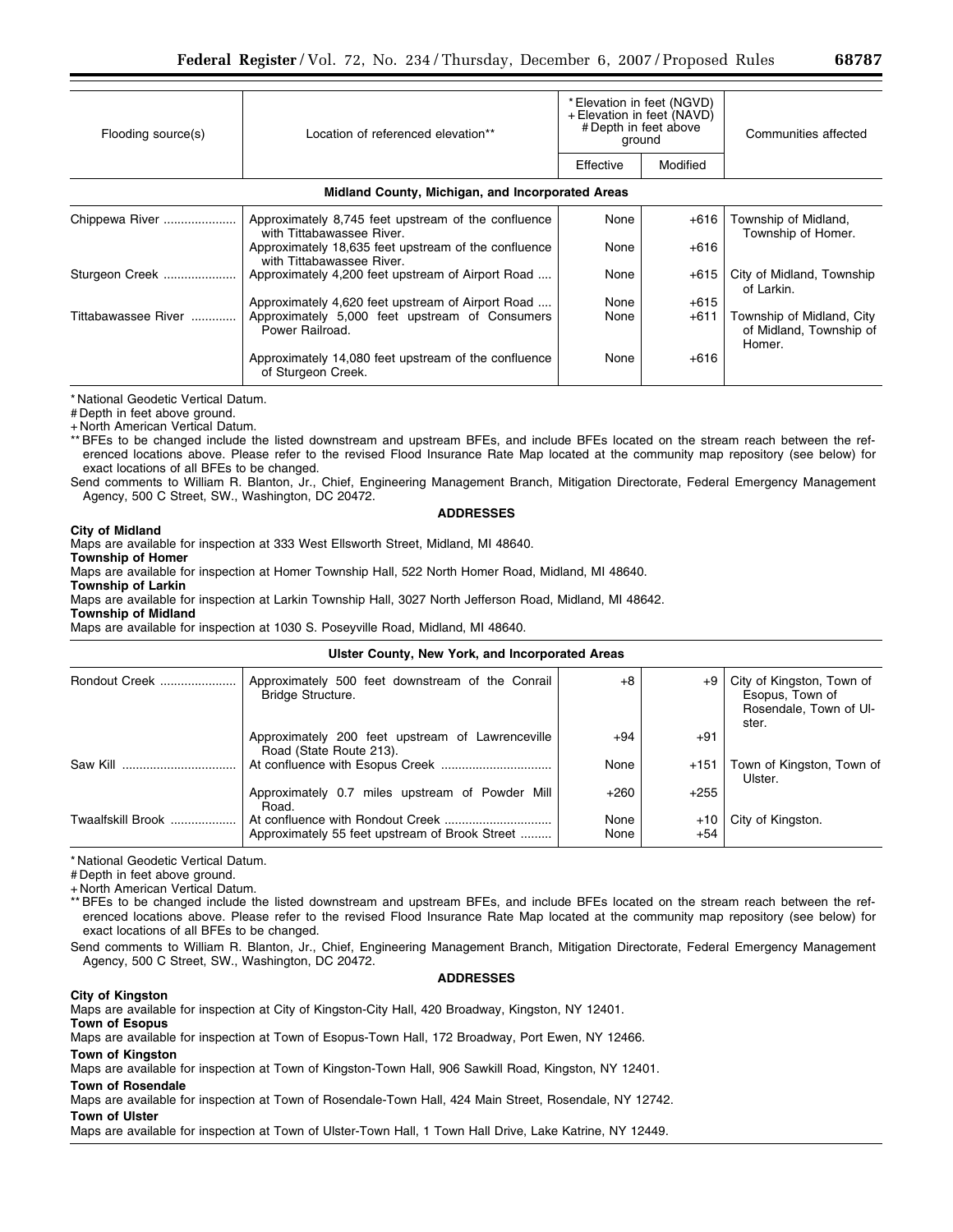| Flooding source(s) | Location of referenced elevation** | * Elevation in feet (NGVD) + Elevation in feet (NAVD) # Depth in feet above ground | | Communities affected |
|---|---|---|---|---|
| | | Effective | Modified | |
| **Midland County, Michigan, and Incorporated Areas** | | | | |
| Chippewa River | Approximately 8,745 feet upstream of the confluence with Tittabawassee River. | None | +616 | Township of Midland, Township of Homer. |
| | Approximately 18,635 feet upstream of the confluence with Tittabawassee River. | None | +616 | |
| Sturgeon Creek | Approximately 4,200 feet upstream of Airport Road | None | +615 | City of Midland, Township of Larkin. |
| | Approximately 4,620 feet upstream of Airport Road | None | +615 | |
| Tittabawassee River | Approximately 5,000 feet upstream of Consumers Power Railroad. | None | +611 | Township of Midland, City of Midland, Township of Homer. |
| | Approximately 14,080 feet upstream of the confluence of Sturgeon Creek. | None | +616 | |

* National Geodetic Vertical Datum.

# Depth in feet above ground.

+ North American Vertical Datum.

** BFEs to be changed include the listed downstream and upstream BFEs, and include BFEs located on the stream reach between the referenced locations above. Please refer to the revised Flood Insurance Rate Map located at the community map repository (see below) for exact locations of all BFEs to be changed.

Send comments to William R. Blanton, Jr., Chief, Engineering Management Branch, Mitigation Directorate, Federal Emergency Management Agency, 500 C Street, SW., Washington, DC 20472.

**ADDRESSES**

**City of Midland**

Maps are available for inspection at 333 West Ellsworth Street, Midland, MI 48640.

**Township of Homer**

Maps are available for inspection at Homer Township Hall, 522 North Homer Road, Midland, MI 48640.

**Township of Larkin**

Maps are available for inspection at Larkin Township Hall, 3027 North Jefferson Road, Midland, MI 48642.

**Township of Midland**

Maps are available for inspection at 1030 S. Poseyville Road, Midland, MI 48640.

| Flooding source(s) | Location of referenced elevation** | Effective | Modified | Communities affected |
|---|---|---|---|---|
| **Ulster County, New York, and Incorporated Areas** | | | | |
| Rondout Creek | Approximately 500 feet downstream of the Conrail Bridge Structure. | +8 | +9 | City of Kingston, Town of Esopus, Town of Rosendale, Town of Ulster. |
| | Approximately 200 feet upstream of Lawrenceville Road (State Route 213). | +94 | +91 | |
| Saw Kill | At confluence with Esopus Creek | None | +151 | Town of Kingston, Town of Ulster. |
| | Approximately 0.7 miles upstream of Powder Mill Road. | +260 | +255 | |
| Twaalfskill Brook | At confluence with Rondout Creek | None | +10 | City of Kingston. |
| | Approximately 55 feet upstream of Brook Street | None | +54 | |

* National Geodetic Vertical Datum.

# Depth in feet above ground.

+ North American Vertical Datum.

** BFEs to be changed include the listed downstream and upstream BFEs, and include BFEs located on the stream reach between the referenced locations above. Please refer to the revised Flood Insurance Rate Map located at the community map repository (see below) for exact locations of all BFEs to be changed.

Send comments to William R. Blanton, Jr., Chief, Engineering Management Branch, Mitigation Directorate, Federal Emergency Management Agency, 500 C Street, SW., Washington, DC 20472.

**ADDRESSES**

**City of Kingston**

Maps are available for inspection at City of Kingston-City Hall, 420 Broadway, Kingston, NY 12401.

**Town of Esopus**

Maps are available for inspection at Town of Esopus-Town Hall, 172 Broadway, Port Ewen, NY 12466.

**Town of Kingston**

Maps are available for inspection at Town of Kingston-Town Hall, 906 Sawkill Road, Kingston, NY 12401.

**Town of Rosendale**

Maps are available for inspection at Town of Rosendale-Town Hall, 424 Main Street, Rosendale, NY 12742.

**Town of Ulster**

Maps are available for inspection at Town of Ulster-Town Hall, 1 Town Hall Drive, Lake Katrine, NY 12449.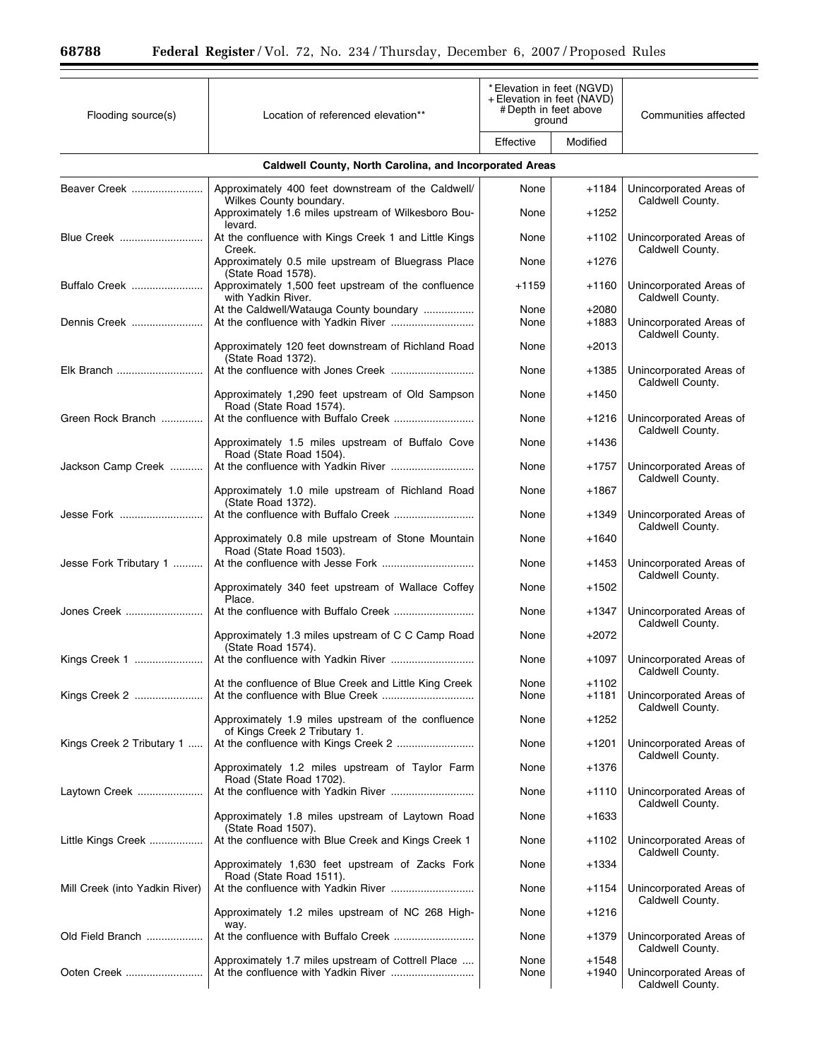| Flooding source(s) | Location of referenced elevation** | *Elevation in feet (NGVD) +Elevation in feet (NAVD) #Depth in feet above ground | | Communities affected |
|---|---|---|---|---|
| | | Effective | Modified | |
| | **Caldwell County, North Carolina, and Incorporated Areas** | | | |
| Beaver Creek | Approximately 400 feet downstream of the Caldwell/Wilkes County boundary. | None | +1184 | Unincorporated Areas of Caldwell County. |
| | Approximately 1.6 miles upstream of Wilkesboro Boulevard. | None | +1252 | |
| Blue Creek | At the confluence with Kings Creek 1 and Little Kings Creek. | None | +1102 | Unincorporated Areas of Caldwell County. |
| | Approximately 0.5 mile upstream of Bluegrass Place (State Road 1578). | None | +1276 | |
| Buffalo Creek | Approximately 1,500 feet upstream of the confluence with Yadkin River. | +1159 | +1160 | Unincorporated Areas of Caldwell County. |
| | At the Caldwell/Watauga County boundary | None | +2080 | |
| Dennis Creek | At the confluence with Yadkin River | None | +1883 | Unincorporated Areas of Caldwell County. |
| | Approximately 120 feet downstream of Richland Road (State Road 1372). | None | +2013 | |
| Elk Branch | At the confluence with Jones Creek | None | +1385 | Unincorporated Areas of Caldwell County. |
| | Approximately 1,290 feet upstream of Old Sampson Road (State Road 1574). | None | +1450 | |
| Green Rock Branch | At the confluence with Buffalo Creek | None | +1216 | Unincorporated Areas of Caldwell County. |
| | Approximately 1.5 miles upstream of Buffalo Cove Road (State Road 1504). | None | +1436 | |
| Jackson Camp Creek | At the confluence with Yadkin River | None | +1757 | Unincorporated Areas of Caldwell County. |
| | Approximately 1.0 mile upstream of Richland Road (State Road 1372). | None | +1867 | |
| Jesse Fork | At the confluence with Buffalo Creek | None | +1349 | Unincorporated Areas of Caldwell County. |
| | Approximately 0.8 mile upstream of Stone Mountain Road (State Road 1503). | None | +1640 | |
| Jesse Fork Tributary 1 | At the confluence with Jesse Fork | None | +1453 | Unincorporated Areas of Caldwell County. |
| | Approximately 340 feet upstream of Wallace Coffey Place. | None | +1502 | |
| Jones Creek | At the confluence with Buffalo Creek | None | +1347 | Unincorporated Areas of Caldwell County. |
| | Approximately 1.3 miles upstream of C C Camp Road (State Road 1574). | None | +2072 | |
| Kings Creek 1 | At the confluence with Yadkin River | None | +1097 | Unincorporated Areas of Caldwell County. |
| | At the confluence of Blue Creek and Little King Creek | None | +1102 | |
| Kings Creek 2 | At the confluence with Blue Creek | None | +1181 | Unincorporated Areas of Caldwell County. |
| | Approximately 1.9 miles upstream of the confluence of Kings Creek 2 Tributary 1. | None | +1252 | |
| Kings Creek 2 Tributary 1 | At the confluence with Kings Creek 2 | None | +1201 | Unincorporated Areas of Caldwell County. |
| | Approximately 1.2 miles upstream of Taylor Farm Road (State Road 1702). | None | +1376 | |
| Laytown Creek | At the confluence with Yadkin River | None | +1110 | Unincorporated Areas of Caldwell County. |
| | Approximately 1.8 miles upstream of Laytown Road (State Road 1507). | None | +1633 | |
| Little Kings Creek | At the confluence with Blue Creek and Kings Creek 1 | None | +1102 | Unincorporated Areas of Caldwell County. |
| | Approximately 1,630 feet upstream of Zacks Fork Road (State Road 1511). | None | +1334 | |
| Mill Creek (into Yadkin River) | At the confluence with Yadkin River | None | +1154 | Unincorporated Areas of Caldwell County. |
| | Approximately 1.2 miles upstream of NC 268 Highway. | None | +1216 | |
| Old Field Branch | At the confluence with Buffalo Creek | None | +1379 | Unincorporated Areas of Caldwell County. |
| | Approximately 1.7 miles upstream of Cottrell Place | None | +1548 | |
| Ooten Creek | At the confluence with Yadkin River | None | +1940 | Unincorporated Areas of Caldwell County. |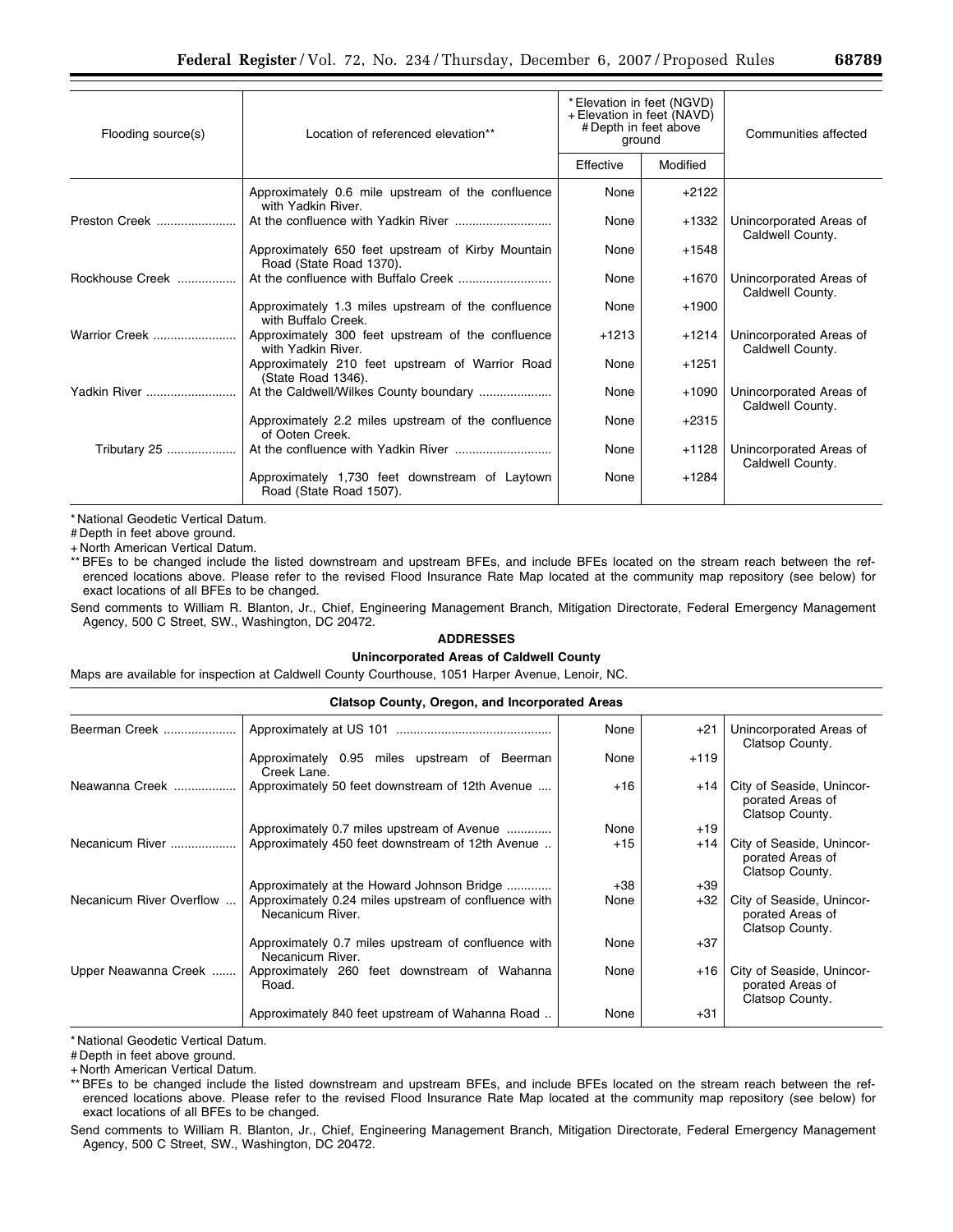| Flooding source(s) | Location of referenced elevation** | *Elevation in feet (NGVD) +Elevation in feet (NAVD) #Depth in feet above ground | | Communities affected |
|---|---|---|---|---|
| | | Effective | Modified | |
| | Approximately 0.6 mile upstream of the confluence with Yadkin River. | None | +2122 | |
| Preston Creek | At the confluence with Yadkin River | None | +1332 | Unincorporated Areas of Caldwell County. |
| | Approximately 650 feet upstream of Kirby Mountain Road (State Road 1370). | None | +1548 | |
| Rockhouse Creek | At the confluence with Buffalo Creek | None | +1670 | Unincorporated Areas of Caldwell County. |
| | Approximately 1.3 miles upstream of the confluence with Buffalo Creek. | None | +1900 | |
| Warrior Creek | Approximately 300 feet upstream of the confluence with Yadkin River. | +1213 | +1214 | Unincorporated Areas of Caldwell County. |
| | Approximately 210 feet upstream of Warrior Road (State Road 1346). | None | +1251 | |
| Yadkin River | At the Caldwell/Wilkes County boundary | None | +1090 | Unincorporated Areas of Caldwell County. |
| | Approximately 2.2 miles upstream of the confluence of Ooten Creek. | None | +2315 | |
| Tributary 25 | At the confluence with Yadkin River | None | +1128 | Unincorporated Areas of Caldwell County. |
| | Approximately 1,730 feet downstream of Laytown Road (State Road 1507). | None | +1284 | |

* National Geodetic Vertical Datum.

# Depth in feet above ground.

+ North American Vertical Datum.

** BFEs to be changed include the listed downstream and upstream BFEs, and include BFEs located on the stream reach between the referenced locations above. Please refer to the revised Flood Insurance Rate Map located at the community map repository (see below) for exact locations of all BFEs to be changed.

Send comments to William R. Blanton, Jr., Chief, Engineering Management Branch, Mitigation Directorate, Federal Emergency Management Agency, 500 C Street, SW., Washington, DC 20472.

**ADDRESSES**

**Unincorporated Areas of Caldwell County**

Maps are available for inspection at Caldwell County Courthouse, 1051 Harper Avenue, Lenoir, NC.

**Clatsop County, Oregon, and Incorporated Areas**

| | | | | |
|---|---|---|---|---|
| Beerman Creek | Approximately at US 101 | None | +21 | Unincorporated Areas of Clatsop County. |
| | Approximately 0.95 miles upstream of Beerman Creek Lane. | None | +119 | |
| Neawanna Creek | Approximately 50 feet downstream of 12th Avenue | +16 | +14 | City of Seaside, Unincorporated Areas of Clatsop County. |
| | Approximately 0.7 miles upstream of Avenue | None | +19 | |
| Necanicum River | Approximately 450 feet downstream of 12th Avenue | +15 | +14 | City of Seaside, Unincorporated Areas of Clatsop County. |
| | Approximately at the Howard Johnson Bridge | +38 | +39 | |
| Necanicum River Overflow | Approximately 0.24 miles upstream of confluence with Necanicum River. | None | +32 | City of Seaside, Unincorporated Areas of Clatsop County. |
| | Approximately 0.7 miles upstream of confluence with Necanicum River. | None | +37 | |
| Upper Neawanna Creek | Approximately 260 feet downstream of Wahanna Road. | None | +16 | City of Seaside, Unincorporated Areas of Clatsop County. |
| | Approximately 840 feet upstream of Wahanna Road | None | +31 | |

* National Geodetic Vertical Datum.

# Depth in feet above ground.

+ North American Vertical Datum.

** BFEs to be changed include the listed downstream and upstream BFEs, and include BFEs located on the stream reach between the referenced locations above. Please refer to the revised Flood Insurance Rate Map located at the community map repository (see below) for exact locations of all BFEs to be changed.

Send comments to William R. Blanton, Jr., Chief, Engineering Management Branch, Mitigation Directorate, Federal Emergency Management Agency, 500 C Street, SW., Washington, DC 20472.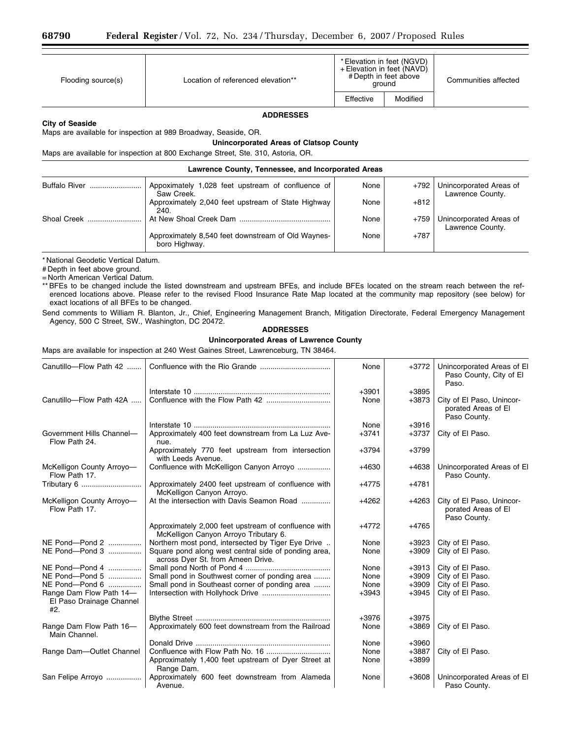| Flooding source(s) | Location of referenced elevation** | *Elevation in feet (NGVD) +Elevation in feet (NAVD) #Depth in feet above ground | | Communities affected |
|---|---|---|---|---|
| | | Effective | Modified | |

**ADDRESSES**

**City of Seaside**

Maps are available for inspection at 989 Broadway, Seaside, OR.

**Unincorporated Areas of Clatsop County**

Maps are available for inspection at 800 Exchange Street, Ste. 310, Astoria, OR.

**Lawrence County, Tennessee, and Incorporated Areas**

| | | | | |
|---|---|---|---|---|
| Buffalo River | Appoximately 1,028 feet upstream of confluence of Saw Creek. | None | +792 | Unincorporated Areas of Lawrence County. |
| | Approximately 2,040 feet upstream of State Highway 240. | None | +812 | |
| Shoal Creek | At New Shoal Creek Dam | None | +759 | Unincorporated Areas of Lawrence County. |
| | Approximately 8,540 feet downstream of Old Waynesboro Highway. | None | +787 | |

* National Geodetic Vertical Datum.

# Depth in feet above ground.

= North American Vertical Datum.

** BFEs to be changed include the listed downstream and upstream BFEs, and include BFEs located on the stream reach between the referenced locations above. Please refer to the revised Flood Insurance Rate Map located at the community map repository (see below) for exact locations of all BFEs to be changed.

Send comments to William R. Blanton, Jr., Chief, Engineering Management Branch, Mitigation Directorate, Federal Emergency Management Agency, 500 C Street, SW., Washington, DC 20472.

**ADDRESSES**

**Unincorporated Areas of Lawrence County**

Maps are available for inspection at 240 West Gaines Street, Lawrenceburg, TN 38464.

| | | | | |
|---|---|---|---|---|
| Canutillo—Flow Path 42 | Confluence with the Rio Grande | None | +3772 | Unincorporated Areas of El Paso County, City of El Paso. |
| | Interstate 10 | +3901 | +3895 | |
| Canutillo—Flow Path 42A | Confluence with the Flow Path 42 | None | +3873 | City of El Paso, Unincorporated Areas of El Paso County. |
| | Interstate 10 | None | +3916 | |
| Government Hills Channel—Flow Path 24. | Approximately 400 feet downstream from La Luz Avenue. | +3741 | +3737 | City of El Paso. |
| | Approximately 770 feet upstream from intersection with Leeds Avenue. | +3794 | +3799 | |
| McKelligon County Arroyo—Flow Path 17. | Confluence with McKelligon Canyon Arroyo | +4630 | +4638 | Unincorporated Areas of El Paso County. |
| Tributary 6 | Approximately 2400 feet upstream of confluence with McKelligon Canyon Arroyo. | +4775 | +4781 | |
| McKelligon County Arroyo—Flow Path 17. | At the intersection with Davis Seamon Road | +4262 | +4263 | City of El Paso, Unincorporated Areas of El Paso County. |
| | Approximately 2,000 feet upstream of confluence with McKelligon Canyon Arroyo Tributary 6. | +4772 | +4765 | |
| NE Pond—Pond 2 | Northern most pond, intersected by Tiger Eye Drive .. | None | +3923 | City of El Paso. |
| NE Pond—Pond 3 | Square pond along west central side of ponding area, across Dyer St. from Ameen Drive. | None | +3909 | City of El Paso. |
| NE Pond—Pond 4 | Small pond North of Pond 4 | None | +3913 | City of El Paso. |
| NE Pond—Pond 5 | Small pond in Southwest corner of ponding area | None | +3909 | City of El Paso. |
| NE Pond—Pond 6 | Small pond in Southeast corner of ponding area | None | +3909 | City of El Paso. |
| Range Dam Flow Path 14—El Paso Drainage Channel #2. | Intersection with Hollyhock Drive | +3943 | +3945 | City of El Paso. |
| | Blythe Street | +3976 | +3975 | |
| Range Dam Flow Path 16—Main Channel. | Approximately 600 feet downstream from the Railroad | None | +3869 | City of El Paso. |
| | Donald Drive | None | +3960 | |
| Range Dam—Outlet Channel | Confluence with Flow Path No. 16 | None | +3887 | City of El Paso. |
| | Approximately 1,400 feet upstream of Dyer Street at Range Dam. | None | +3899 | |
| San Felipe Arroyo | Approximately 600 feet downstream from Alameda Avenue. | None | +3608 | Unincorporated Areas of El Paso County. |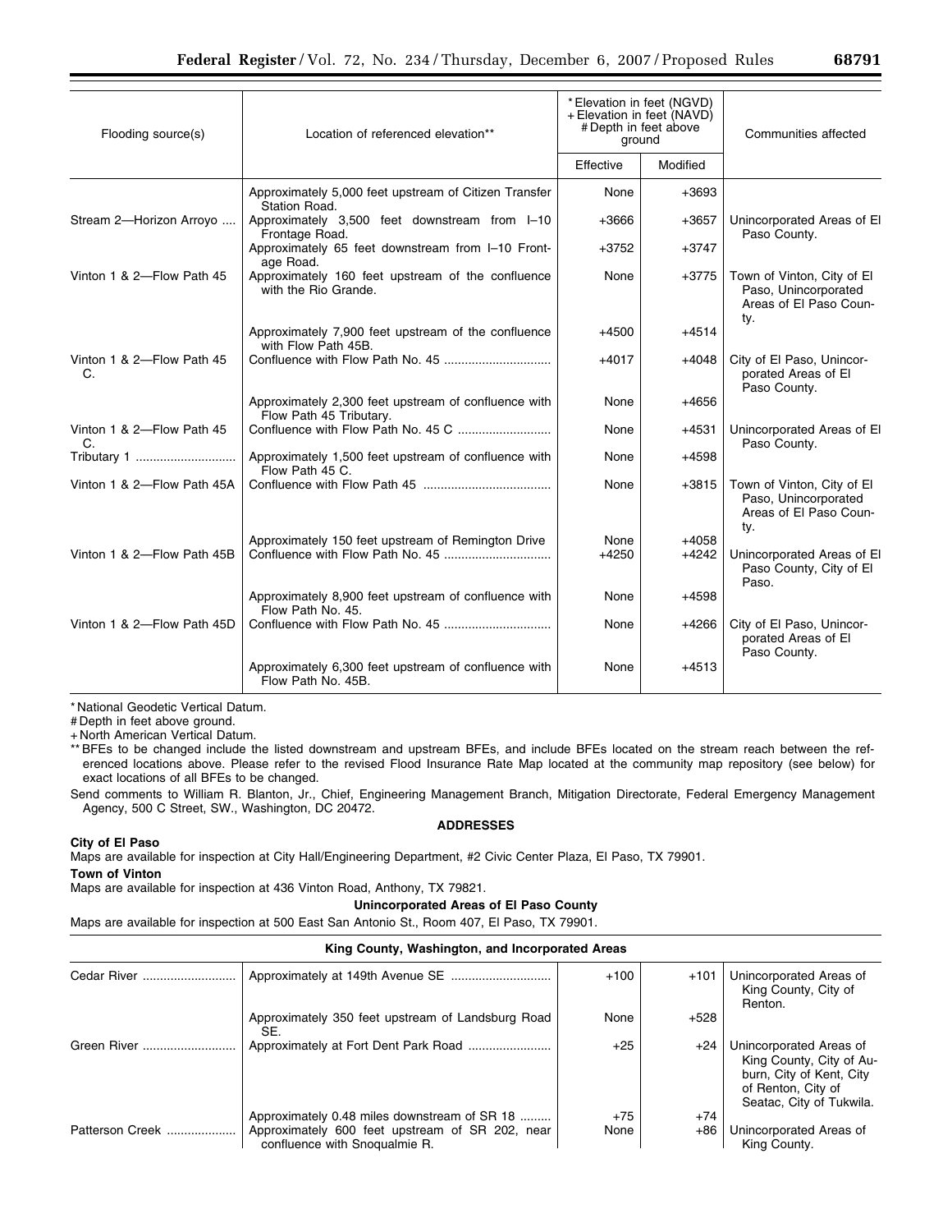| Flooding source(s) | Location of referenced elevation** | *Elevation in feet (NGVD) +Elevation in feet (NAVD) #Depth in feet above ground | | Communities affected |
|---|---|---|---|---|
| | | Effective | Modified | |
| | Approximately 5,000 feet upstream of Citizen Transfer Station Road. | None | +3693 | |
| Stream 2—Horizon Arroyo | Approximately 3,500 feet downstream from I–10 Frontage Road. | +3666 | +3657 | Unincorporated Areas of El Paso County. |
| | Approximately 65 feet downstream from I–10 Frontage Road. | +3752 | +3747 | |
| Vinton 1 & 2—Flow Path 45 | Approximately 160 feet upstream of the confluence with the Rio Grande. | None | +3775 | Town of Vinton, City of El Paso, Unincorporated Areas of El Paso County. |
| | Approximately 7,900 feet upstream of the confluence with Flow Path 45B. | +4500 | +4514 | |
| Vinton 1 & 2—Flow Path 45 C. | Confluence with Flow Path No. 45 | +4017 | +4048 | City of El Paso, Unincorporated Areas of El Paso County. |
| | Approximately 2,300 feet upstream of confluence with Flow Path 45 Tributary. | None | +4656 | |
| Vinton 1 & 2—Flow Path 45 C. | Confluence with Flow Path No. 45 C | None | +4531 | Unincorporated Areas of El Paso County. |
| Tributary 1 | Approximately 1,500 feet upstream of confluence with Flow Path 45 C. | None | +4598 | |
| Vinton 1 & 2—Flow Path 45A | Confluence with Flow Path 45 | None | +3815 | Town of Vinton, City of El Paso, Unincorporated Areas of El Paso County. |
| | Approximately 150 feet upstream of Remington Drive | None | +4058 | |
| Vinton 1 & 2—Flow Path 45B | Confluence with Flow Path No. 45 | +4250 | +4242 | Unincorporated Areas of El Paso County, City of El Paso. |
| | Approximately 8,900 feet upstream of confluence with Flow Path No. 45. | None | +4598 | |
| Vinton 1 & 2—Flow Path 45D | Confluence with Flow Path No. 45 | None | +4266 | City of El Paso, Unincorporated Areas of El Paso County. |
| | Approximately 6,300 feet upstream of confluence with Flow Path No. 45B. | None | +4513 | |

\* National Geodetic Vertical Datum.

\# Depth in feet above ground.

\+ North American Vertical Datum.

\*\* BFEs to be changed include the listed downstream and upstream BFEs, and include BFEs located on the stream reach between the referenced locations above. Please refer to the revised Flood Insurance Rate Map located at the community map repository (see below) for exact locations of all BFEs to be changed.

Send comments to William R. Blanton, Jr., Chief, Engineering Management Branch, Mitigation Directorate, Federal Emergency Management Agency, 500 C Street, SW., Washington, DC 20472.

**ADDRESSES**

**City of El Paso**

Maps are available for inspection at City Hall/Engineering Department, #2 Civic Center Plaza, El Paso, TX 79901.

**Town of Vinton**

Maps are available for inspection at 436 Vinton Road, Anthony, TX 79821.

**Unincorporated Areas of El Paso County**

Maps are available for inspection at 500 East San Antonio St., Room 407, El Paso, TX 79901.

**King County, Washington, and Incorporated Areas**

| | | | | |
|---|---|---|---|---|
| Cedar River | Approximately at 149th Avenue SE | +100 | +101 | Unincorporated Areas of King County, City of Renton. |
| | Approximately 350 feet upstream of Landsburg Road SE. | None | +528 | |
| Green River | Approximately at Fort Dent Park Road | +25 | +24 | Unincorporated Areas of King County, City of Auburn, City of Kent, City of Renton, City of Seatac, City of Tukwila. |
| | Approximately 0.48 miles downstream of SR 18 | +75 | +74 | |
| Patterson Creek | Approximately 600 feet upstream of SR 202, near confluence with Snoqualmie R. | None | +86 | Unincorporated Areas of King County. |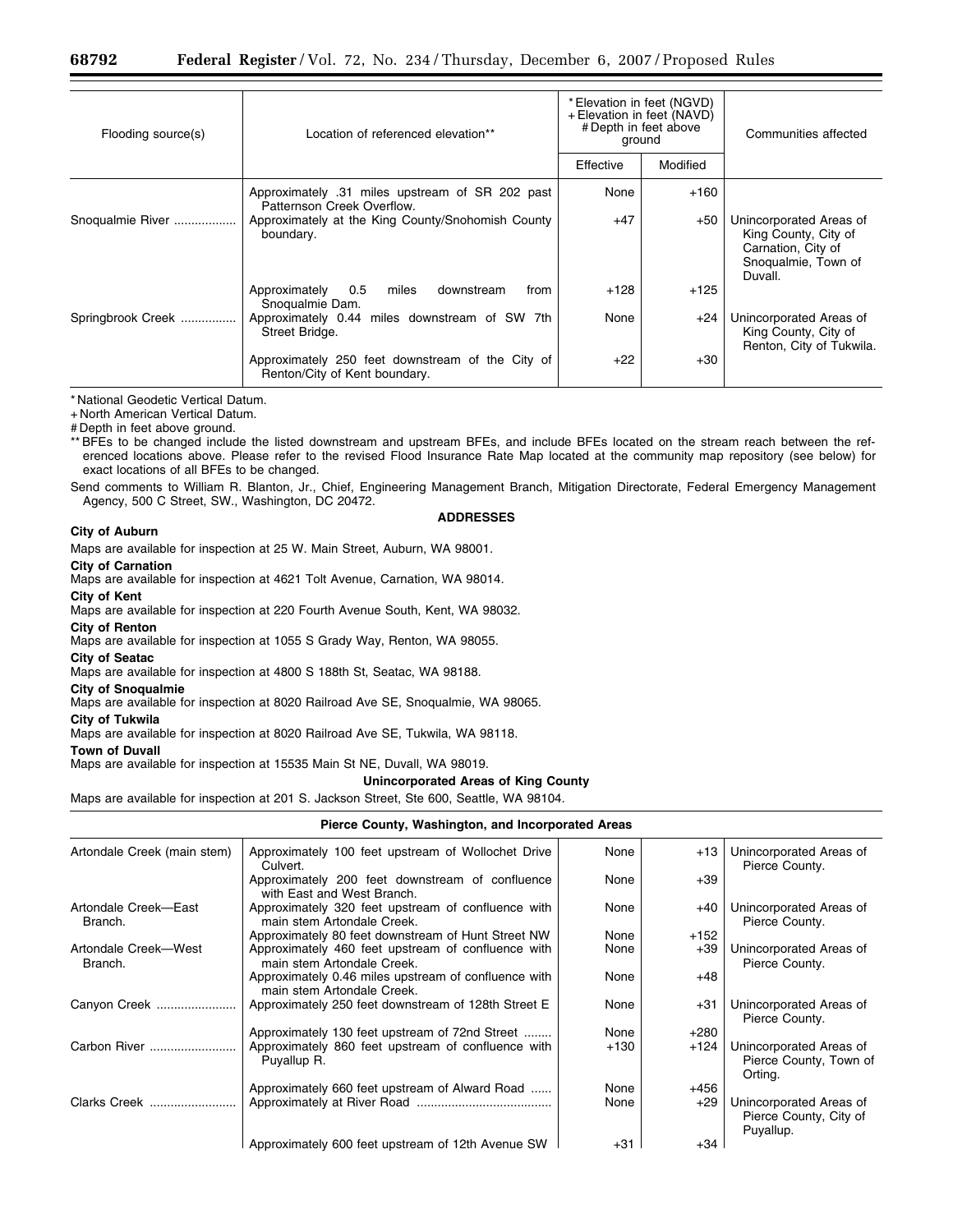| Flooding source(s) | Location of referenced elevation** | *Elevation in feet (NGVD) +Elevation in feet (NAVD) #Depth in feet above ground | | Communities affected |
|---|---|---|---|---|
| | | Effective | Modified | |
| | Approximately .31 miles upstream of SR 202 past Patternson Creek Overflow. | None | +160 | |
| Snoqualmie River | Approximately at the King County/Snohomish County boundary. | +47 | +50 | Unincorporated Areas of King County, City of Carnation, City of Snoqualmie, Town of Duvall. |
| | Approximately 0.5 miles downstream from Snoqualmie Dam. | +128 | +125 | |
| Springbrook Creek | Approximately 0.44 miles downstream of SW 7th Street Bridge. | None | +24 | Unincorporated Areas of King County, City of Renton, City of Tukwila. |
| | Approximately 250 feet downstream of the City of Renton/City of Kent boundary. | +22 | +30 | |

\* National Geodetic Vertical Datum.

+ North American Vertical Datum.

# Depth in feet above ground.

** BFEs to be changed include the listed downstream and upstream BFEs, and include BFEs located on the stream reach between the referenced locations above. Please refer to the revised Flood Insurance Rate Map located at the community map repository (see below) for exact locations of all BFEs to be changed.

Send comments to William R. Blanton, Jr., Chief, Engineering Management Branch, Mitigation Directorate, Federal Emergency Management Agency, 500 C Street, SW., Washington, DC 20472.

**ADDRESSES**

**City of Auburn**

Maps are available for inspection at 25 W. Main Street, Auburn, WA 98001.

**City of Carnation**

Maps are available for inspection at 4621 Tolt Avenue, Carnation, WA 98014.

**City of Kent**

Maps are available for inspection at 220 Fourth Avenue South, Kent, WA 98032.

**City of Renton**

Maps are available for inspection at 1055 S Grady Way, Renton, WA 98055.

**City of Seatac**

Maps are available for inspection at 4800 S 188th St, Seatac, WA 98188.

**City of Snoqualmie**

Maps are available for inspection at 8020 Railroad Ave SE, Snoqualmie, WA 98065.

**City of Tukwila**

Maps are available for inspection at 8020 Railroad Ave SE, Tukwila, WA 98118.

**Town of Duvall**

Maps are available for inspection at 15535 Main St NE, Duvall, WA 98019.

**Unincorporated Areas of King County**

Maps are available for inspection at 201 S. Jackson Street, Ste 600, Seattle, WA 98104.

**Pierce County, Washington, and Incorporated Areas**

| | | | | |
|---|---|---|---|---|
| Artondale Creek (main stem) | Approximately 100 feet upstream of Wollochet Drive Culvert. | None | +13 | Unincorporated Areas of Pierce County. |
| | Approximately 200 feet downstream of confluence with East and West Branch. | None | +39 | |
| Artondale Creek—East Branch. | Approximately 320 feet upstream of confluence with main stem Artondale Creek. | None | +40 | Unincorporated Areas of Pierce County. |
| | Approximately 80 feet downstream of Hunt Street NW | None | +152 | |
| Artondale Creek—West Branch. | Approximately 460 feet upstream of confluence with main stem Artondale Creek. | None | +39 | Unincorporated Areas of Pierce County. |
| | Approximately 0.46 miles upstream of confluence with main stem Artondale Creek. | None | +48 | |
| Canyon Creek | Approximately 250 feet downstream of 128th Street E | None | +31 | Unincorporated Areas of Pierce County. |
| | Approximately 130 feet upstream of 72nd Street | None | +280 | |
| Carbon River | Approximately 860 feet upstream of confluence with Puyallup R. | +130 | +124 | Unincorporated Areas of Pierce County, Town of Orting. |
| | Approximately 660 feet upstream of Alward Road | None | +456 | |
| Clarks Creek | Approximately at River Road | None | +29 | Unincorporated Areas of Pierce County, City of Puyallup. |
| | Approximately 600 feet upstream of 12th Avenue SW | +31 | +34 | |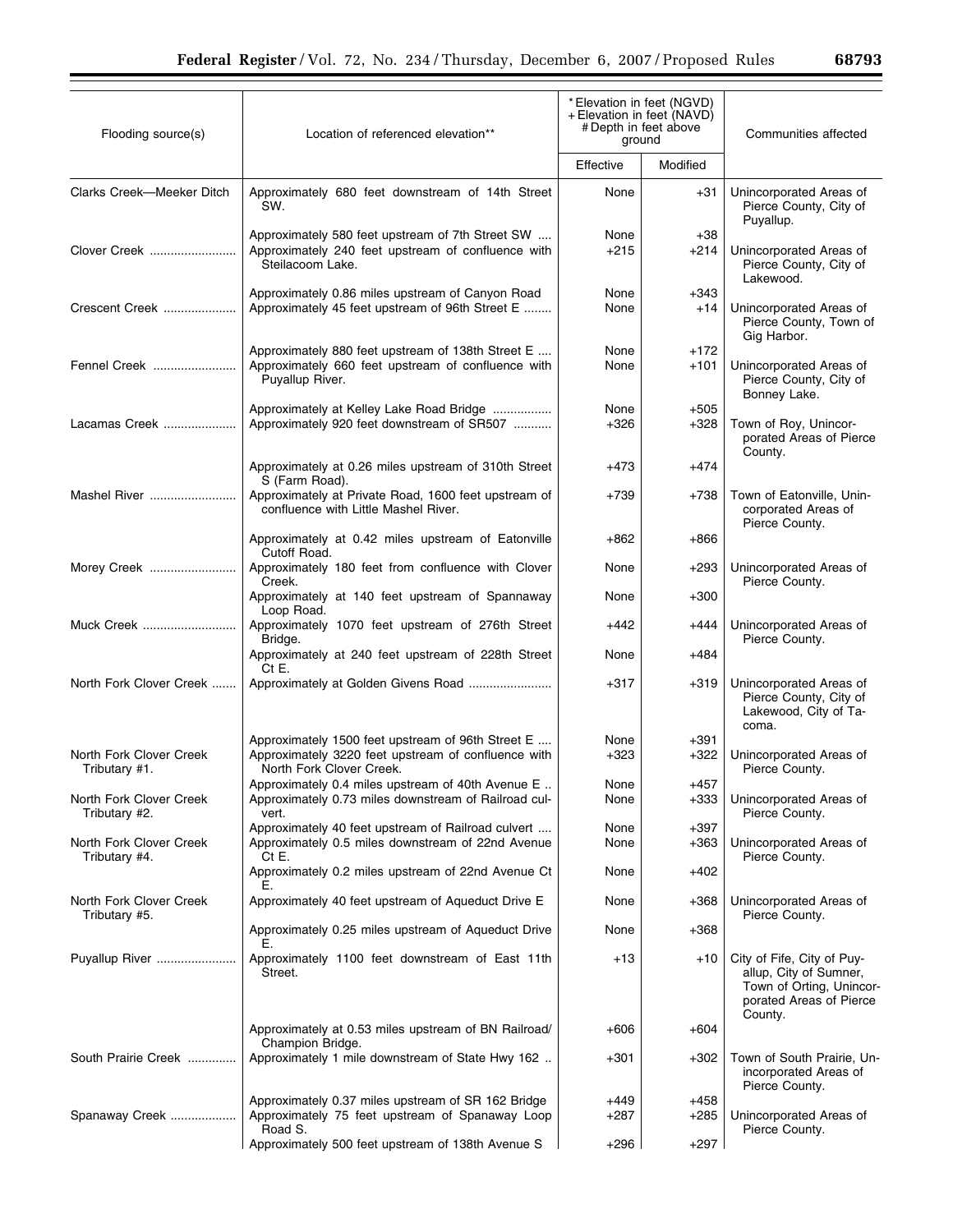| Flooding source(s) | Location of referenced elevation** | *Elevation in feet (NGVD) +Elevation in feet (NAVD) #Depth in feet above ground | | Communities affected |
|---|---|---|---|---|
| | | Effective | Modified | |
| Clarks Creek—Meeker Ditch | Approximately 680 feet downstream of 14th Street SW. | None | +31 | Unincorporated Areas of Pierce County, City of Puyallup. |
| | Approximately 580 feet upstream of 7th Street SW | None | +38 | |
| Clover Creek | Approximately 240 feet upstream of confluence with Steilacoom Lake. | +215 | +214 | Unincorporated Areas of Pierce County, City of Lakewood. |
| | Approximately 0.86 miles upstream of Canyon Road | None | +343 | |
| Crescent Creek | Approximately 45 feet upstream of 96th Street E | None | +14 | Unincorporated Areas of Pierce County, Town of Gig Harbor. |
| | Approximately 880 feet upstream of 138th Street E | None | +172 | |
| Fennel Creek | Approximately 660 feet upstream of confluence with Puyallup River. | None | +101 | Unincorporated Areas of Pierce County, City of Bonney Lake. |
| | Approximately at Kelley Lake Road Bridge | None | +505 | |
| Lacamas Creek | Approximately 920 feet downstream of SR507 | +326 | +328 | Town of Roy, Unincorporated Areas of Pierce County. |
| | Approximately at 0.26 miles upstream of 310th Street S (Farm Road). | +473 | +474 | |
| Mashel River | Approximately at Private Road, 1600 feet upstream of confluence with Little Mashel River. | +739 | +738 | Town of Eatonville, Unincorporated Areas of Pierce County. |
| | Approximately at 0.42 miles upstream of Eatonville Cutoff Road. | +862 | +866 | |
| Morey Creek | Approximately 180 feet from confluence with Clover Creek. | None | +293 | Unincorporated Areas of Pierce County. |
| | Approximately at 140 feet upstream of Spannaway Loop Road. | None | +300 | |
| Muck Creek | Approximately 1070 feet upstream of 276th Street Bridge. | +442 | +444 | Unincorporated Areas of Pierce County. |
| | Approximately at 240 feet upstream of 228th Street Ct E. | None | +484 | |
| North Fork Clover Creek | Approximately at Golden Givens Road | +317 | +319 | Unincorporated Areas of Pierce County, City of Lakewood, City of Tacoma. |
| | Approximately 1500 feet upstream of 96th Street E | None | +391 | |
| North Fork Clover Creek Tributary #1. | Approximately 3220 feet upstream of confluence with North Fork Clover Creek. | +323 | +322 | Unincorporated Areas of Pierce County. |
| | Approximately 0.4 miles upstream of 40th Avenue E | None | +457 | |
| North Fork Clover Creek Tributary #2. | Approximately 0.73 miles downstream of Railroad culvert. | None | +333 | Unincorporated Areas of Pierce County. |
| | Approximately 40 feet upstream of Railroad culvert | None | +397 | |
| North Fork Clover Creek Tributary #4. | Approximately 0.5 miles downstream of 22nd Avenue Ct E. | None | +363 | Unincorporated Areas of Pierce County. |
| | Approximately 0.2 miles upstream of 22nd Avenue Ct E. | None | +402 | |
| North Fork Clover Creek Tributary #5. | Approximately 40 feet upstream of Aqueduct Drive E | None | +368 | Unincorporated Areas of Pierce County. |
| | Approximately 0.25 miles upstream of Aqueduct Drive E. | None | +368 | |
| Puyallup River | Approximately 1100 feet downstream of East 11th Street. | +13 | +10 | City of Fife, City of Puyallup, City of Sumner, Town of Orting, Unincorporated Areas of Pierce County. |
| | Approximately at 0.53 miles upstream of BN Railroad/Champion Bridge. | +606 | +604 | |
| South Prairie Creek | Approximately 1 mile downstream of State Hwy 162 | +301 | +302 | Town of South Prairie, Unincorporated Areas of Pierce County. |
| | Approximately 0.37 miles upstream of SR 162 Bridge | +449 | +458 | |
| Spanaway Creek | Approximately 75 feet upstream of Spanaway Loop Road S. | +287 | +285 | Unincorporated Areas of Pierce County. |
| | Approximately 500 feet upstream of 138th Avenue S | +296 | +297 | |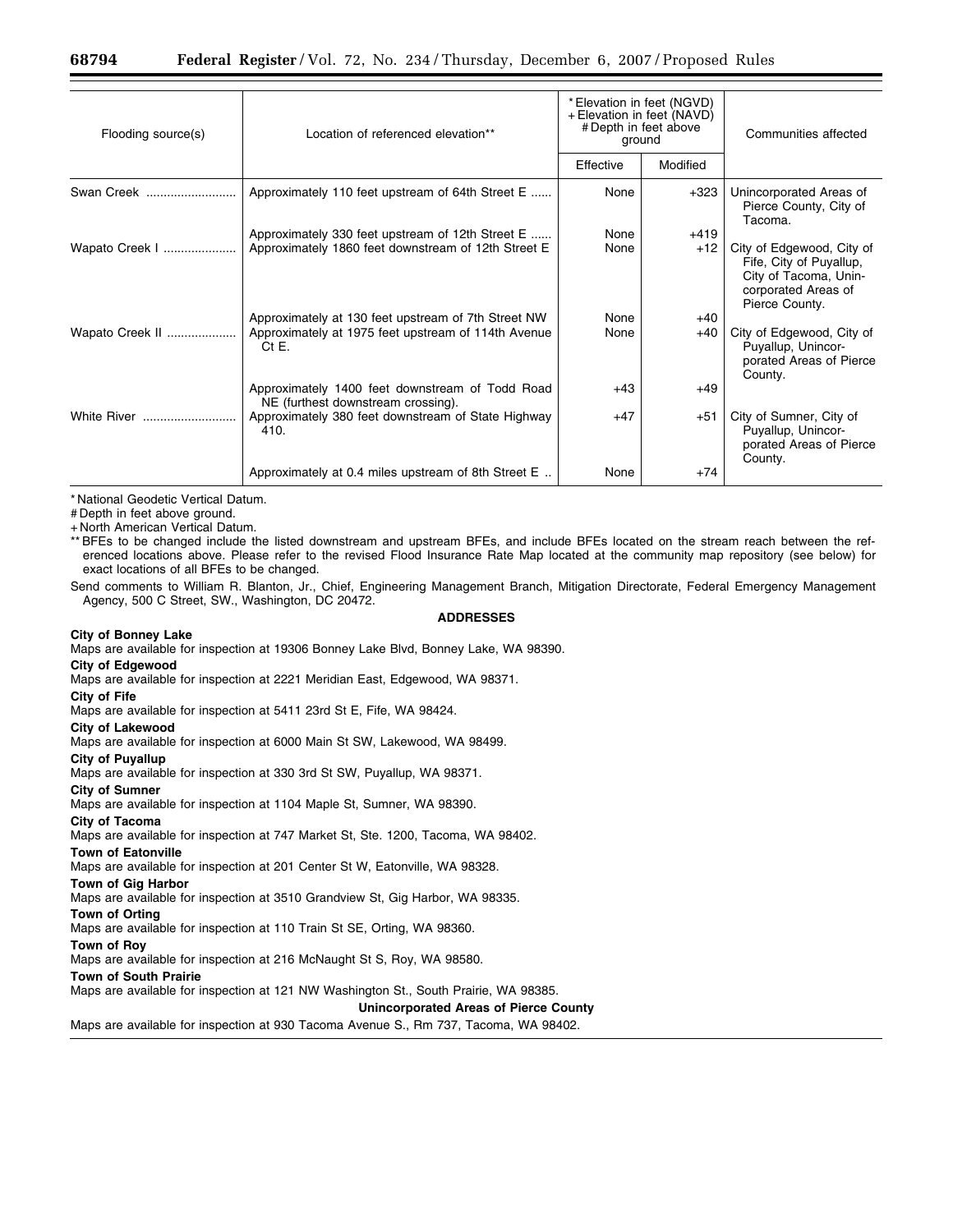| Flooding source(s) | Location of referenced elevation** | *Elevation in feet (NGVD) +Elevation in feet (NAVD) #Depth in feet above ground | | Communities affected |
|---|---|---|---|---|
| | | Effective | Modified | |
| Swan Creek | Approximately 110 feet upstream of 64th Street E | None | +323 | Unincorporated Areas of Pierce County, City of Tacoma. |
| | Approximately 330 feet upstream of 12th Street E | None | +419 | |
| Wapato Creek I | Approximately 1860 feet downstream of 12th Street E | None | +12 | City of Edgewood, City of Fife, City of Puyallup, City of Tacoma, Unincorporated Areas of Pierce County. |
| | Approximately at 130 feet upstream of 7th Street NW | None | +40 | |
| Wapato Creek II | Approximately at 1975 feet upstream of 114th Avenue Ct E. | None | +40 | City of Edgewood, City of Puyallup, Unincorporated Areas of Pierce County. |
| | Approximately 1400 feet downstream of Todd Road NE (furthest downstream crossing). | +43 | +49 | |
| White River | Approximately 380 feet downstream of State Highway 410. | +47 | +51 | City of Sumner, City of Puyallup, Unincorporated Areas of Pierce County. |
| | Approximately at 0.4 miles upstream of 8th Street E | None | +74 | |

* National Geodetic Vertical Datum.

# Depth in feet above ground.

+ North American Vertical Datum.

** BFEs to be changed include the listed downstream and upstream BFEs, and include BFEs located on the stream reach between the referenced locations above. Please refer to the revised Flood Insurance Rate Map located at the community map repository (see below) for exact locations of all BFEs to be changed.

Send comments to William R. Blanton, Jr., Chief, Engineering Management Branch, Mitigation Directorate, Federal Emergency Management Agency, 500 C Street, SW., Washington, DC 20472.

**ADDRESSES**

**City of Bonney Lake**

Maps are available for inspection at 19306 Bonney Lake Blvd, Bonney Lake, WA 98390.

**City of Edgewood**

Maps are available for inspection at 2221 Meridian East, Edgewood, WA 98371.

**City of Fife**

Maps are available for inspection at 5411 23rd St E, Fife, WA 98424.

**City of Lakewood**

Maps are available for inspection at 6000 Main St SW, Lakewood, WA 98499.

**City of Puyallup**

Maps are available for inspection at 330 3rd St SW, Puyallup, WA 98371.

**City of Sumner**

Maps are available for inspection at 1104 Maple St, Sumner, WA 98390.

**City of Tacoma**

Maps are available for inspection at 747 Market St, Ste. 1200, Tacoma, WA 98402.

**Town of Eatonville**

Maps are available for inspection at 201 Center St W, Eatonville, WA 98328.

**Town of Gig Harbor**

Maps are available for inspection at 3510 Grandview St, Gig Harbor, WA 98335.

**Town of Orting**

Maps are available for inspection at 110 Train St SE, Orting, WA 98360.

**Town of Roy**

Maps are available for inspection at 216 McNaught St S, Roy, WA 98580.

**Town of South Prairie**

Maps are available for inspection at 121 NW Washington St., South Prairie, WA 98385.

**Unincorporated Areas of Pierce County**

Maps are available for inspection at 930 Tacoma Avenue S., Rm 737, Tacoma, WA 98402.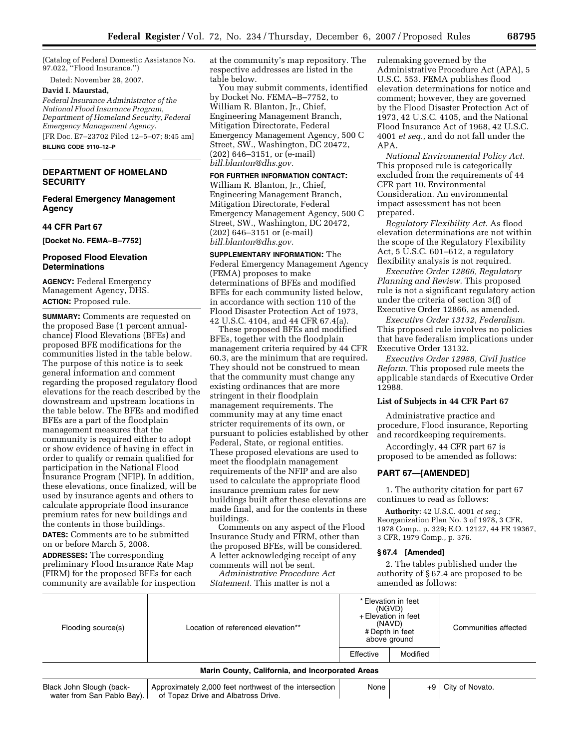(Catalog of Federal Domestic Assistance No. 97.022, ''Flood Insurance.'')

Dated: November 28, 2007.

**David I. Maurstad,**

*Federal Insurance Administrator of the National Flood Insurance Program, Department of Homeland Security, Federal Emergency Management Agency.*

[FR Doc. E7–23702 Filed 12–5–07; 8:45 am]

**BILLING CODE 9110–12–P**

## DEPARTMENT OF HOMELAND SECURITY

### Federal Emergency Management Agency

### 44 CFR Part 67

**[Docket No. FEMA–B–7752]**

### Proposed Flood Elevation Determinations

**AGENCY:** Federal Emergency Management Agency, DHS.

**ACTION:** Proposed rule.

**SUMMARY:** Comments are requested on the proposed Base (1 percent annual-chance) Flood Elevations (BFEs) and proposed BFE modifications for the communities listed in the table below. The purpose of this notice is to seek general information and comment regarding the proposed regulatory flood elevations for the reach described by the downstream and upstream locations in the table below. The BFEs and modified BFEs are a part of the floodplain management measures that the community is required either to adopt or show evidence of having in effect in order to qualify or remain qualified for participation in the National Flood Insurance Program (NFIP). In addition, these elevations, once finalized, will be used by insurance agents and others to calculate appropriate flood insurance premium rates for new buildings and the contents in those buildings.

**DATES:** Comments are to be submitted on or before March 5, 2008.

**ADDRESSES:** The corresponding preliminary Flood Insurance Rate Map (FIRM) for the proposed BFEs for each community are available for inspection at the community's map repository. The respective addresses are listed in the table below.

You may submit comments, identified by Docket No. FEMA–B–7752, to William R. Blanton, Jr., Chief, Engineering Management Branch, Mitigation Directorate, Federal Emergency Management Agency, 500 C Street, SW., Washington, DC 20472, (202) 646–3151, or (e-mail) *bill.blanton@dhs.gov.*

**FOR FURTHER INFORMATION CONTACT:** William R. Blanton, Jr., Chief, Engineering Management Branch, Mitigation Directorate, Federal Emergency Management Agency, 500 C Street, SW., Washington, DC 20472, (202) 646–3151 or (e-mail) *bill.blanton@dhs.gov.*

**SUPPLEMENTARY INFORMATION:** The Federal Emergency Management Agency (FEMA) proposes to make determinations of BFEs and modified BFEs for each community listed below, in accordance with section 110 of the Flood Disaster Protection Act of 1973, 42 U.S.C. 4104, and 44 CFR 67.4(a).

These proposed BFEs and modified BFEs, together with the floodplain management criteria required by 44 CFR 60.3, are the minimum that are required. They should not be construed to mean that the community must change any existing ordinances that are more stringent in their floodplain management requirements. The community may at any time enact stricter requirements of its own, or pursuant to policies established by other Federal, State, or regional entities. These proposed elevations are used to meet the floodplain management requirements of the NFIP and are also used to calculate the appropriate flood insurance premium rates for new buildings built after these elevations are made final, and for the contents in these buildings.

Comments on any aspect of the Flood Insurance Study and FIRM, other than the proposed BFEs, will be considered. A letter acknowledging receipt of any comments will not be sent.

*Administrative Procedure Act Statement.* This matter is not a rulemaking governed by the Administrative Procedure Act (APA), 5 U.S.C. 553. FEMA publishes flood elevation determinations for notice and comment; however, they are governed by the Flood Disaster Protection Act of 1973, 42 U.S.C. 4105, and the National Flood Insurance Act of 1968, 42 U.S.C. 4001 *et seq.*, and do not fall under the APA.

*National Environmental Policy Act.* This proposed rule is categorically excluded from the requirements of 44 CFR part 10, Environmental Consideration. An environmental impact assessment has not been prepared.

*Regulatory Flexibility Act.* As flood elevation determinations are not within the scope of the Regulatory Flexibility Act, 5 U.S.C. 601–612, a regulatory flexibility analysis is not required.

*Executive Order 12866, Regulatory Planning and Review.* This proposed rule is not a significant regulatory action under the criteria of section 3(f) of Executive Order 12866, as amended.

*Executive Order 13132, Federalism.* This proposed rule involves no policies that have federalism implications under Executive Order 13132.

*Executive Order 12988, Civil Justice Reform.* This proposed rule meets the applicable standards of Executive Order 12988.

#### List of Subjects in 44 CFR Part 67

Administrative practice and procedure, Flood insurance, Reporting and recordkeeping requirements.

Accordingly, 44 CFR part 67 is proposed to be amended as follows:

#### PART 67—[AMENDED]

1. The authority citation for part 67 continues to read as follows:

**Authority:** 42 U.S.C. 4001 *et seq.*; Reorganization Plan No. 3 of 1978, 3 CFR, 1978 Comp., p. 329; E.O. 12127, 44 FR 19367, 3 CFR, 1979 Comp., p. 376.

#### § 67.4 [Amended]

2. The tables published under the authority of § 67.4 are proposed to be amended as follows:

| Flooding source(s) | Location of referenced elevation** | * Elevation in feet (NGVD) + Elevation in feet (NAVD) # Depth in feet above ground | | Communities affected |
|---|---|---|---|---|
| | | Effective | Modified | |
| **Marin County, California, and Incorporated Areas** | | | | |
| Black John Slough (backwater from San Pablo Bay). | Approximately 2,000 feet northwest of the intersection of Topaz Drive and Albatross Drive. | None | +9 | City of Novato. |